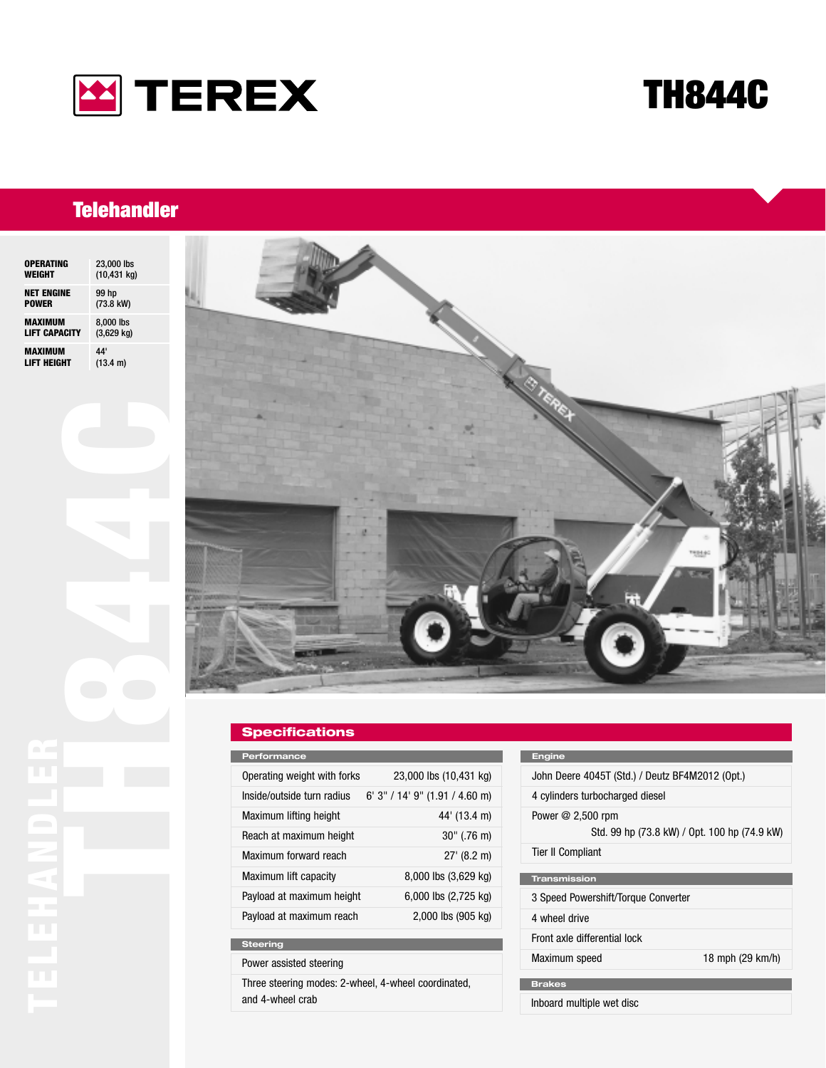# TEREX

# TH844C

## Telehandler

| OPERATING WEIGHT | 23,000 lbs (10,431 kg) |
|---|---|
| NET ENGINE POWER | 99 hp (73.8 kW) |
| MAXIMUM LIFT CAPACITY | 8,000 lbs (3,629 kg) |
| MAXIMUM LIFT HEIGHT | 44' (13.4 m) |

TELEHANDLER TH844C

## Specifications

### Performance

| | |
|---|---|
| Operating weight with forks | 23,000 lbs (10,431 kg) |
| Inside/outside turn radius | 6' 3" / 14' 9" (1.91 / 4.60 m) |
| Maximum lifting height | 44' (13.4 m) |
| Reach at maximum height | 30" (.76 m) |
| Maximum forward reach | 27' (8.2 m) |
| Maximum lift capacity | 8,000 lbs (3,629 kg) |
| Payload at maximum height | 6,000 lbs (2,725 kg) |
| Payload at maximum reach | 2,000 lbs (905 kg) |

### Steering

- Power assisted steering
- Three steering modes: 2-wheel, 4-wheel coordinated, and 4-wheel crab

### Engine

- John Deere 4045T (Std.) / Deutz BF4M2012 (Opt.)
- 4 cylinders turbocharged diesel
- Power @ 2,500 rpm
  Std. 99 hp (73.8 kW) / Opt. 100 hp (74.9 kW)
- Tier II Compliant

### Transmission

| | |
|---|---|
| 3 Speed Powershift/Torque Converter | |
| 4 wheel drive | |
| Front axle differential lock | |
| Maximum speed | 18 mph (29 km/h) |

### Brakes

- Inboard multiple wet disc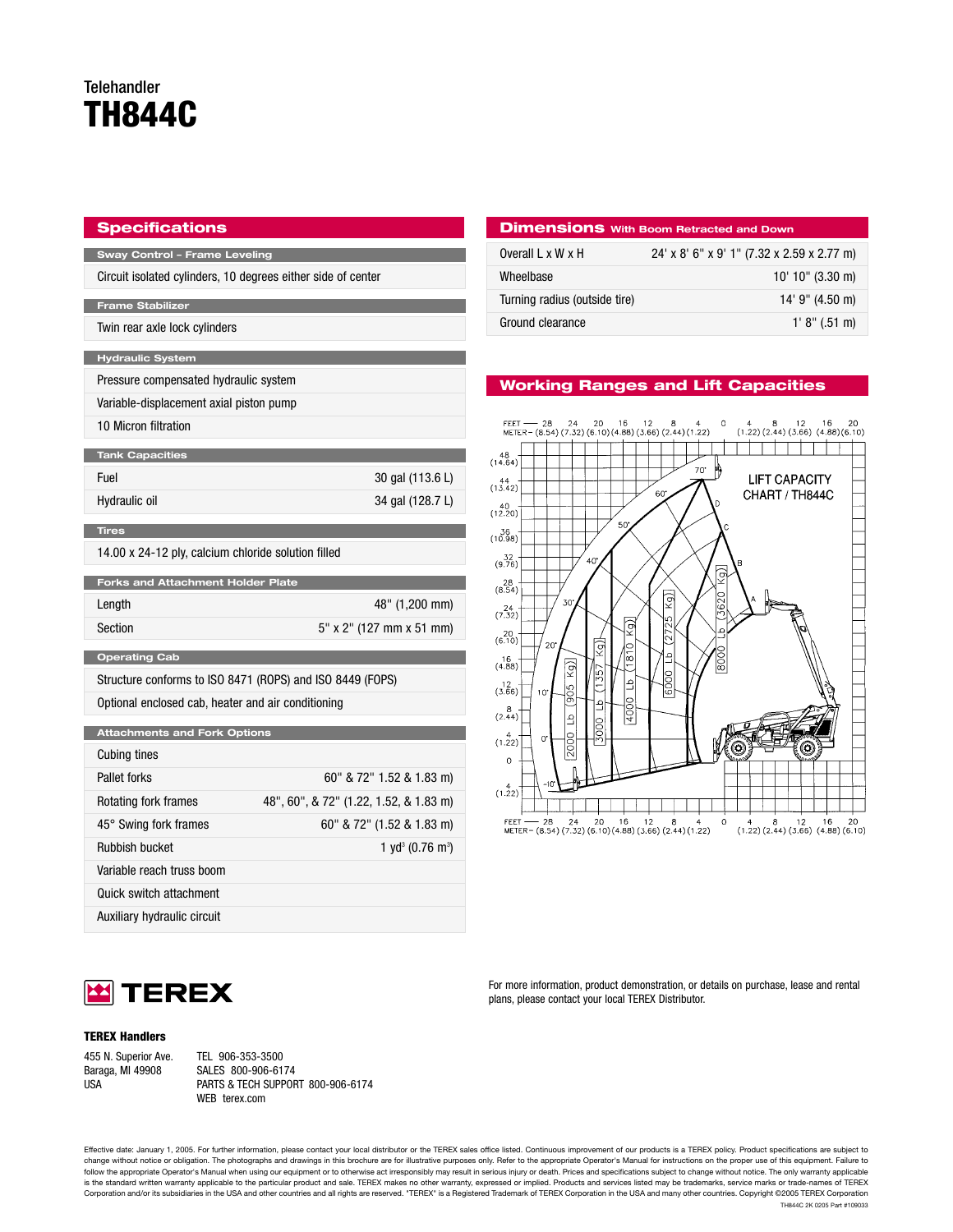Telehandler

# TH844C

## Specifications

| Sway Control – Frame Leveling | |
|---|---|
| Circuit isolated cylinders, 10 degrees either side of center | |

| Frame Stabilizer | |
|---|---|
| Twin rear axle lock cylinders | |

| Hydraulic System | |
|---|---|
| Pressure compensated hydraulic system | |
| Variable-displacement axial piston pump | |
| 10 Micron filtration | |

| Tank Capacities | |
|---|---|
| Fuel | 30 gal (113.6 L) |
| Hydraulic oil | 34 gal (128.7 L) |

| Tires | |
|---|---|
| 14.00 x 24-12 ply, calcium chloride solution filled | |

| Forks and Attachment Holder Plate | |
|---|---|
| Length | 48" (1,200 mm) |
| Section | 5" x 2" (127 mm x 51 mm) |

| Operating Cab | |
|---|---|
| Structure conforms to ISO 8471 (ROPS) and ISO 8449 (FOPS) | |
| Optional enclosed cab, heater and air conditioning | |

| Attachments and Fork Options | |
|---|---|
| Cubing tines | |
| Pallet forks | 60" & 72" 1.52 & 1.83 m) |
| Rotating fork frames | 48", 60", & 72" (1.22, 1.52, & 1.83 m) |
| 45° Swing fork frames | 60" & 72" (1.52 & 1.83 m) |
| Rubbish bucket | 1 yd³ (0.76 m³) |
| Variable reach truss boom | |
| Quick switch attachment | |
| Auxiliary hydraulic circuit | |

## Dimensions With Boom Retracted and Down

| | |
|---|---|
| Overall L x W x H | 24' x 8' 6" x 9' 1" (7.32 x 2.59 x 2.77 m) |
| Wheelbase | 10' 10" (3.30 m) |
| Turning radius (outside tire) | 14' 9" (4.50 m) |
| Ground clearance | 1' 8" (.51 m) |

## Working Ranges and Lift Capacities

LIFT CAPACITY CHART / TH844C

FEET — 28 24 20 16 12 8 4 0 4 8 12 16 20
METER – (8.54) (7.32) (6.10) (4.88) (3.66) (2.44) (1.22) (1.22) (2.44) (3.66) (4.88) (6.10)

48 (14.64), 44 (13.42), 40 (12.20), 36 (10.98), 32 (9.76), 28 (8.54), 24 (7.32), 20 (6.10), 16 (4.88), 12 (3.66), 8 (2.44), 4 (1.22), 0, 4 (1.22)

70°, 60°, 50°, 40°, 30°, 20°, 10°, 0°, -10°

A, B, C, D

2000 Lb (905 Kg)
3000 Lb (1357 Kg)
4000 Lb (1810 Kg)
6000 Lb (2725 Kg)
8000 Lb (3620 Kg)

TEREX

**TEREX Handlers**

455 N. Superior Ave.
Baraga, MI 49908
USA

TEL 906-353-3500
SALES 800-906-6174
PARTS & TECH SUPPORT 800-906-6174
WEB terex.com

For more information, product demonstration, or details on purchase, lease and rental plans, please contact your local TEREX Distributor.

Effective date: January 1, 2005. For further information, please contact your local distributor or the TEREX sales office listed. Continuous improvement of our products is a TEREX policy. Product specifications are subject to change without notice or obligation. The photographs and drawings in this brochure are for illustrative purposes only. Refer to the appropriate Operator's Manual for instructions on the proper use of this equipment. Failure to follow the appropriate Operator's Manual when using our equipment or to otherwise act irresponsibly may result in serious injury or death. Prices and specifications subject to change without notice. The only warranty applicable is the standard written warranty applicable to the particular product and sale. TEREX makes no other warranty, expressed or implied. Products and services listed may be trademarks, service marks or trade-names of TEREX Corporation and/or its subsidiaries in the USA and other countries and all rights are reserved. "TEREX" is a Registered Trademark of TEREX Corporation in the USA and many other countries. Copyright ©2005 TEREX Corporation

TH844C 2K 0205 Part #109033